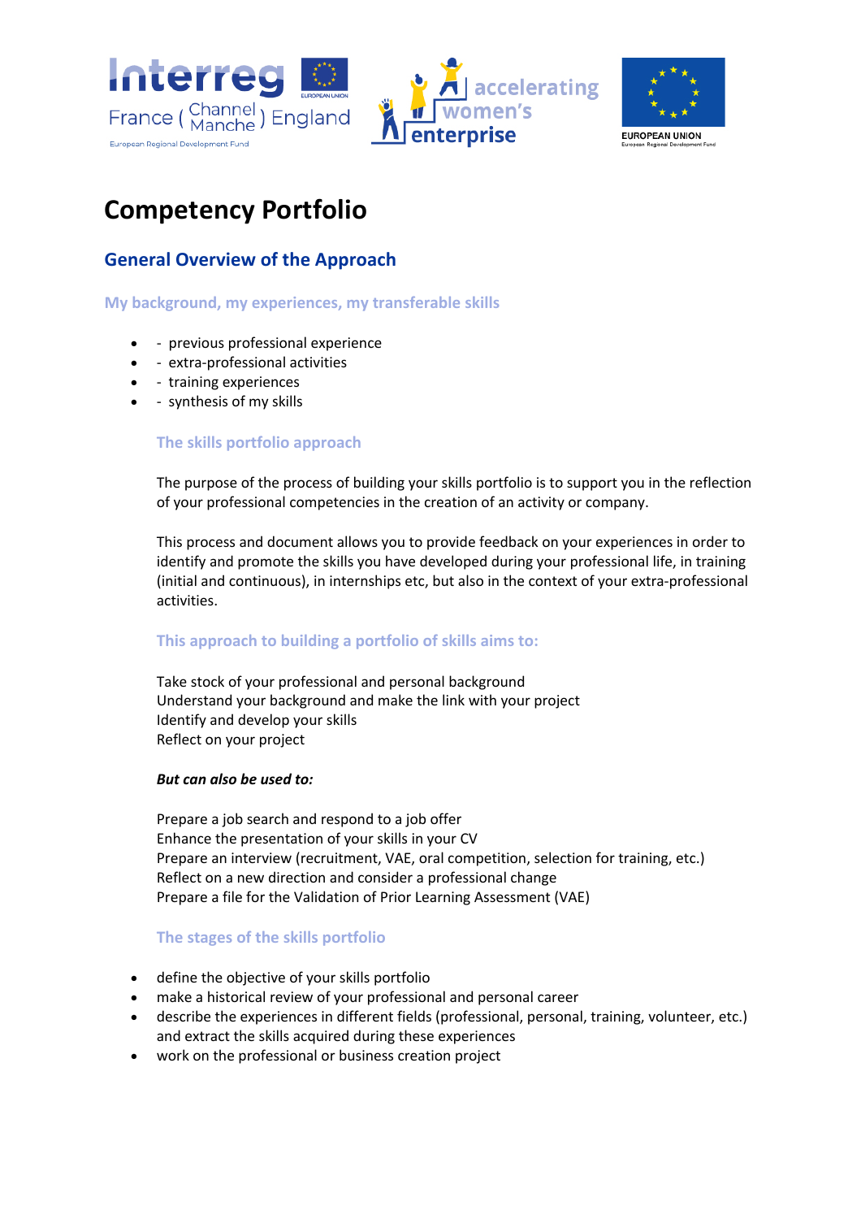# Competency Portfolio

## General Overview of the Approach

### My background, my experiences, my transferable skills

- - previous professional experience
- - extra-professional activities
- - training experiences
- - synthesis of my skills

### The skills portfolio approach

The purpose of the process of building your skills portfolio is to support you in the reflection of your professional competencies in the creation of an activity or company.

This process and document allows you to provide feedback on your experiences in order to identify and promote the skills you have developed during your professional life, in training (initial and continuous), in internships etc, but also in the context of your extra-professional activities.

### This approach to building a portfolio of skills aims to:

Take stock of your professional and personal background
Understand your background and make the link with your project
Identify and develop your skills
Reflect on your project

***But can also be used to:***

Prepare a job search and respond to a job offer
Enhance the presentation of your skills in your CV
Prepare an interview (recruitment, VAE, oral competition, selection for training, etc.)
Reflect on a new direction and consider a professional change
Prepare a file for the Validation of Prior Learning Assessment (VAE)

### The stages of the skills portfolio

- define the objective of your skills portfolio
- make a historical review of your professional and personal career
- describe the experiences in different fields (professional, personal, training, volunteer, etc.) and extract the skills acquired during these experiences
- work on the professional or business creation project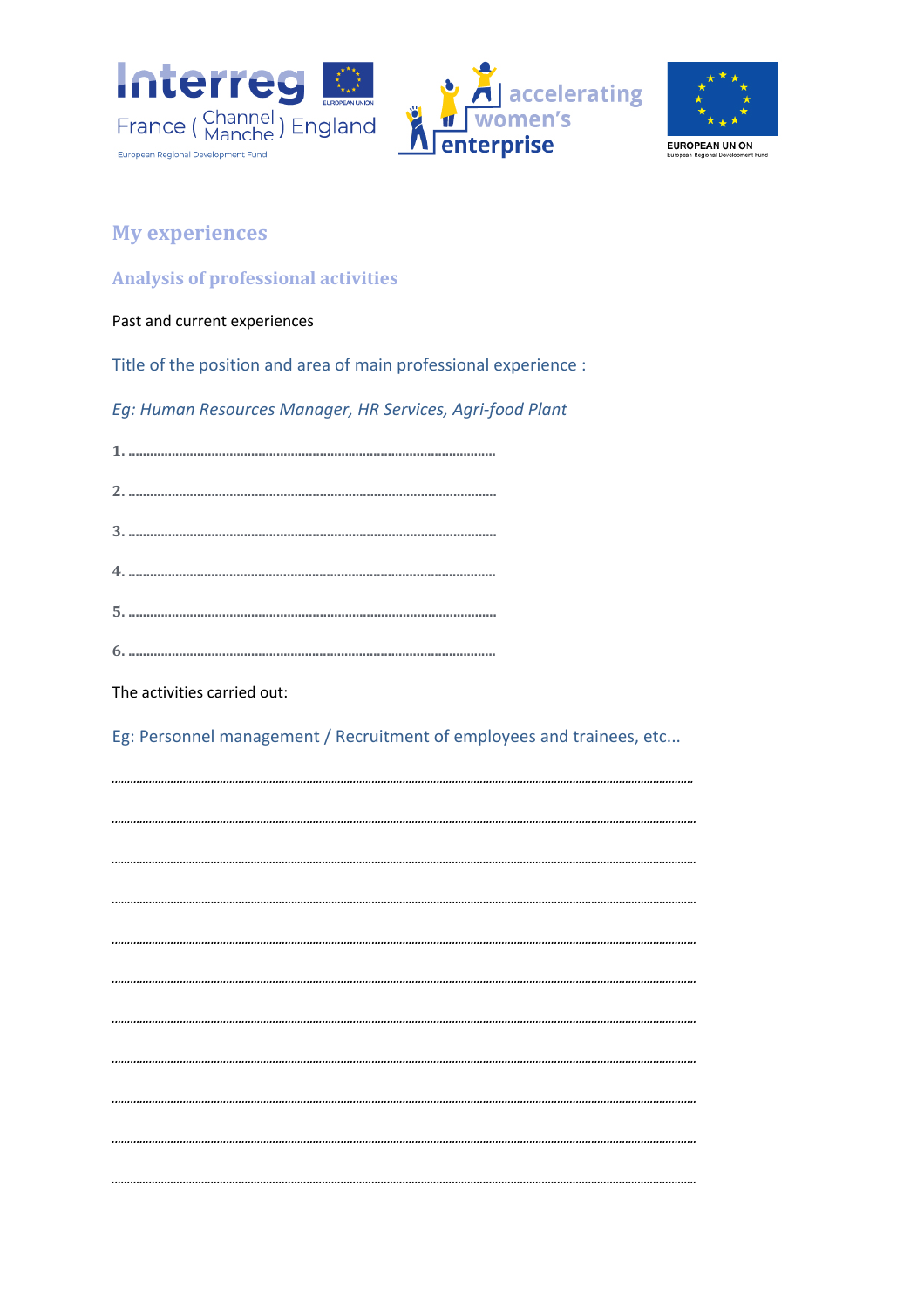## My experiences

### Analysis of professional activities

Past and current experiences

Title of the position and area of main professional experience :

*Eg: Human Resources Manager, HR Services, Agri-food Plant*

1. ..................................................................................................
2. ..................................................................................................
3. ..................................................................................................
4. ..................................................................................................
5. ..................................................................................................
6. ..................................................................................................

The activities carried out:

Eg: Personnel management / Recruitment of employees and trainees, etc...

..........................................................................................................................................................................

..........................................................................................................................................................................

..........................................................................................................................................................................

..........................................................................................................................................................................

..........................................................................................................................................................................

..........................................................................................................................................................................

..........................................................................................................................................................................

..........................................................................................................................................................................

..........................................................................................................................................................................

..........................................................................................................................................................................

..........................................................................................................................................................................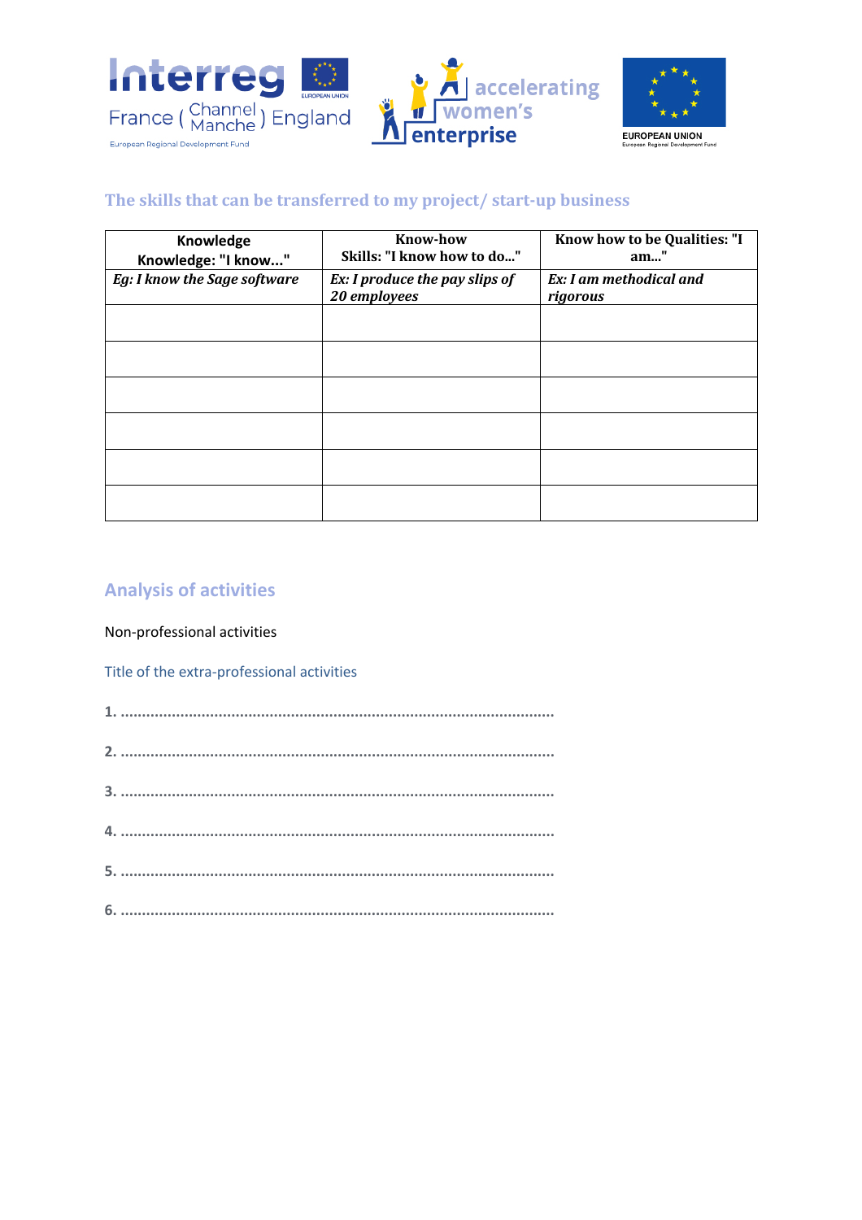## The skills that can be transferred to my project/ start-up business

| Knowledge<br>Knowledge: "I know..." | Know-how<br>Skills: "I know how to do..." | Know how to be Qualities: "I am..." |
|---|---|---|
| *Eg: I know the Sage software* | *Ex: I produce the pay slips of 20 employees* | *Ex: I am methodical and rigorous* |
| | | |
| | | |
| | | |
| | | |
| | | |
| | | |

## Analysis of activities

Non-professional activities

Title of the extra-professional activities

**1.** ..........................................................................................................

**2.** ..........................................................................................................

**3.** ..........................................................................................................

**4.** ..........................................................................................................

**5.** ..........................................................................................................

**6.** ..........................................................................................................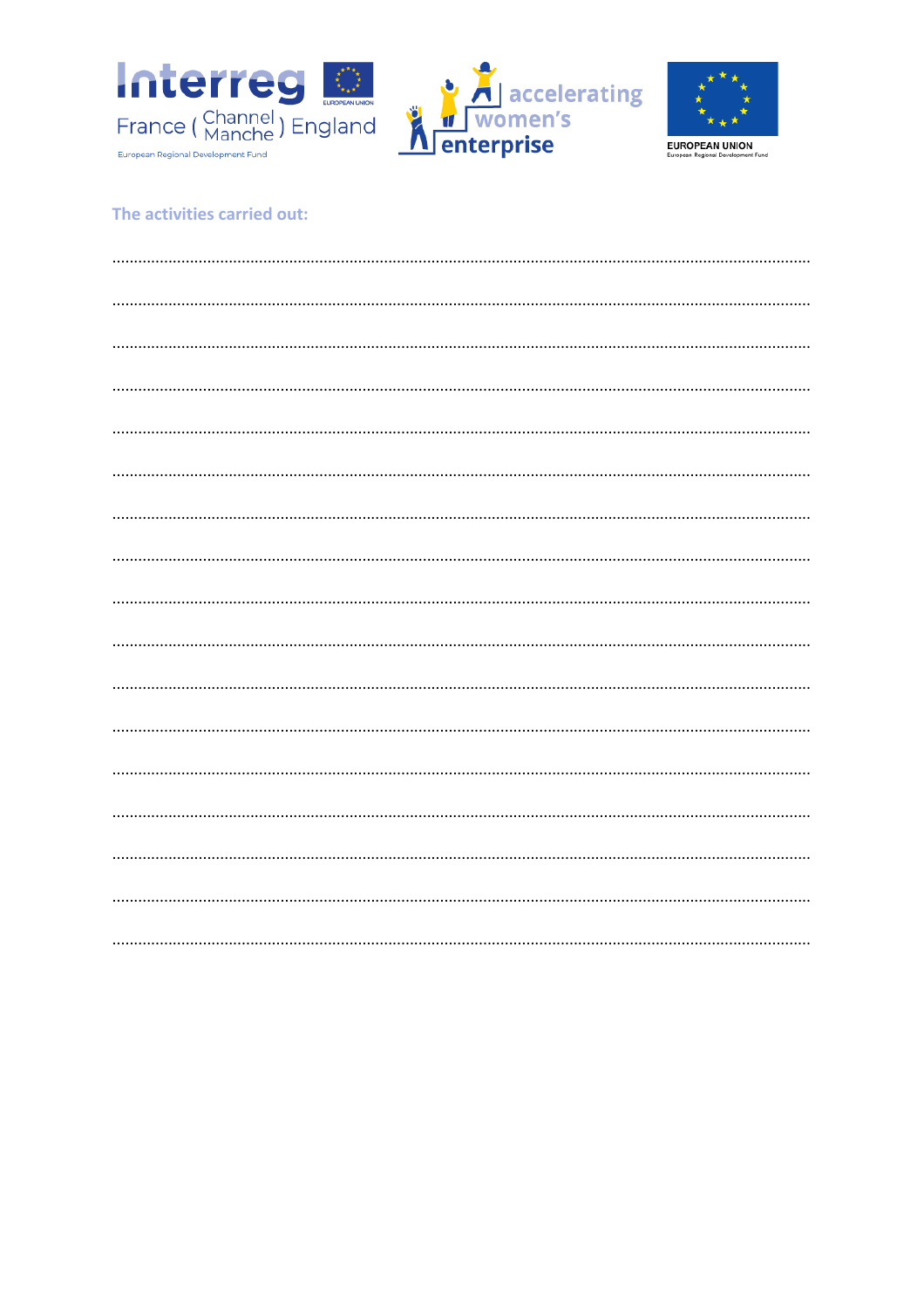**The activities carried out:**

.......................................................................................................................................................

.......................................................................................................................................................

.......................................................................................................................................................

.......................................................................................................................................................

.......................................................................................................................................................

.......................................................................................................................................................

.......................................................................................................................................................

.......................................................................................................................................................

.......................................................................................................................................................

.......................................................................................................................................................

.......................................................................................................................................................

.......................................................................................................................................................

.......................................................................................................................................................

.......................................................................................................................................................

.......................................................................................................................................................

.......................................................................................................................................................

.......................................................................................................................................................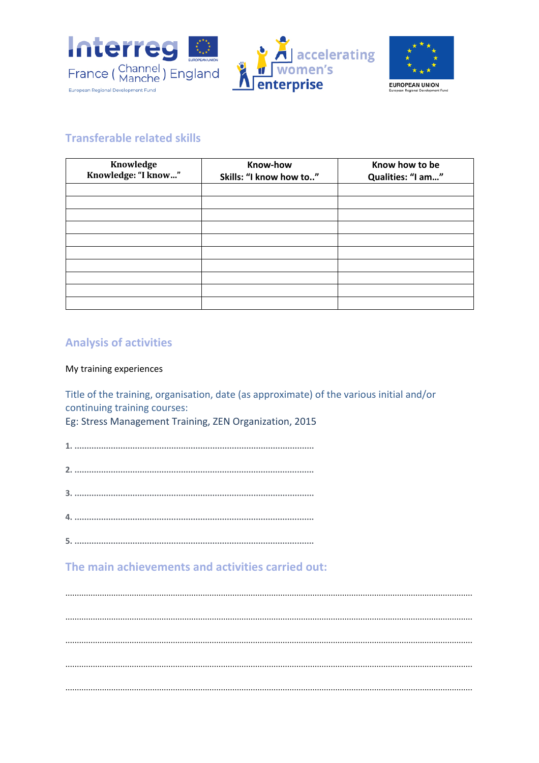## Transferable related skills

| Knowledge<br>Knowledge: "I know…" | Know-how<br>Skills: "I know how to.." | Know how to be<br>Qualities: "I am…" |
|---|---|---|
| | | |
| | | |
| | | |
| | | |
| | | |
| | | |
| | | |
| | | |
| | | |
| | | |

## Analysis of activities

My training experiences

Title of the training, organisation, date (as approximate) of the various initial and/or continuing training courses:
Eg: Stress Management Training, ZEN Organization, 2015

1. ……………………………………………………………………………………

2. ……………………………………………………………………………………

3. ……………………………………………………………………………………

4. ……………………………………………………………………………………

5. ……………………………………………………………………………………

## The main achievements and activities carried out:

……………………………………………………………………………………………………………………………………………

……………………………………………………………………………………………………………………………………………

……………………………………………………………………………………………………………………………………………

……………………………………………………………………………………………………………………………………………

……………………………………………………………………………………………………………………………………………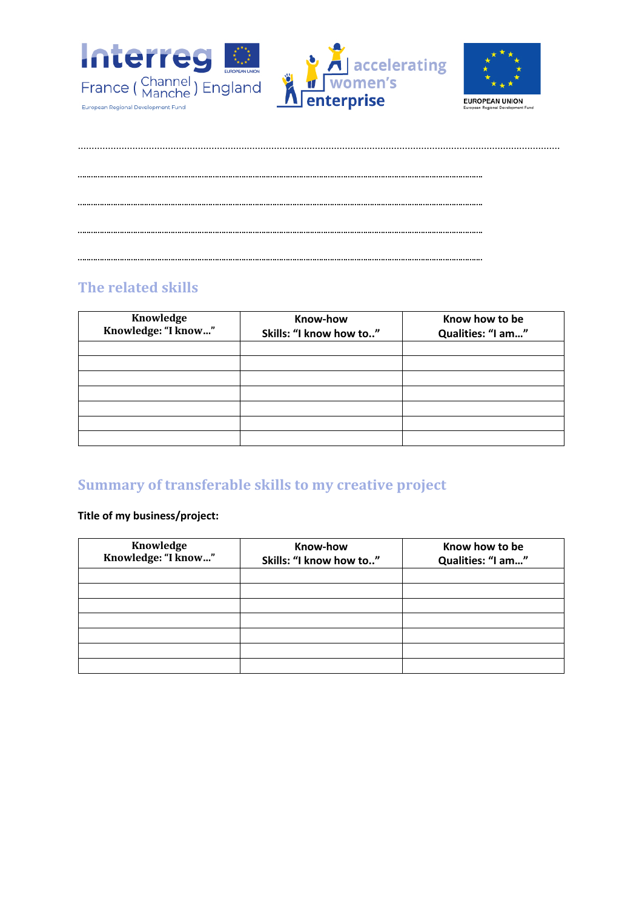……………………………………………………………………………………………………………………………………………………………

……………………………………………………………………………………………………………………………………………

……………………………………………………………………………………………………………………………………………

……………………………………………………………………………………………………………………………………………

……………………………………………………………………………………………………………………………………………

## The related skills

| Knowledge<br>Knowledge: "I know…" | Know-how<br>Skills: "I know how to.." | Know how to be<br>Qualities: "I am…" |
|---|---|---|
| | | |
| | | |
| | | |
| | | |
| | | |
| | | |
| | | |

## Summary of transferable skills to my creative project

**Title of my business/project:**

| Knowledge<br>Knowledge: "I know…" | Know-how<br>Skills: "I know how to.." | Know how to be<br>Qualities: "I am…" |
|---|---|---|
| | | |
| | | |
| | | |
| | | |
| | | |
| | | |
| | | |